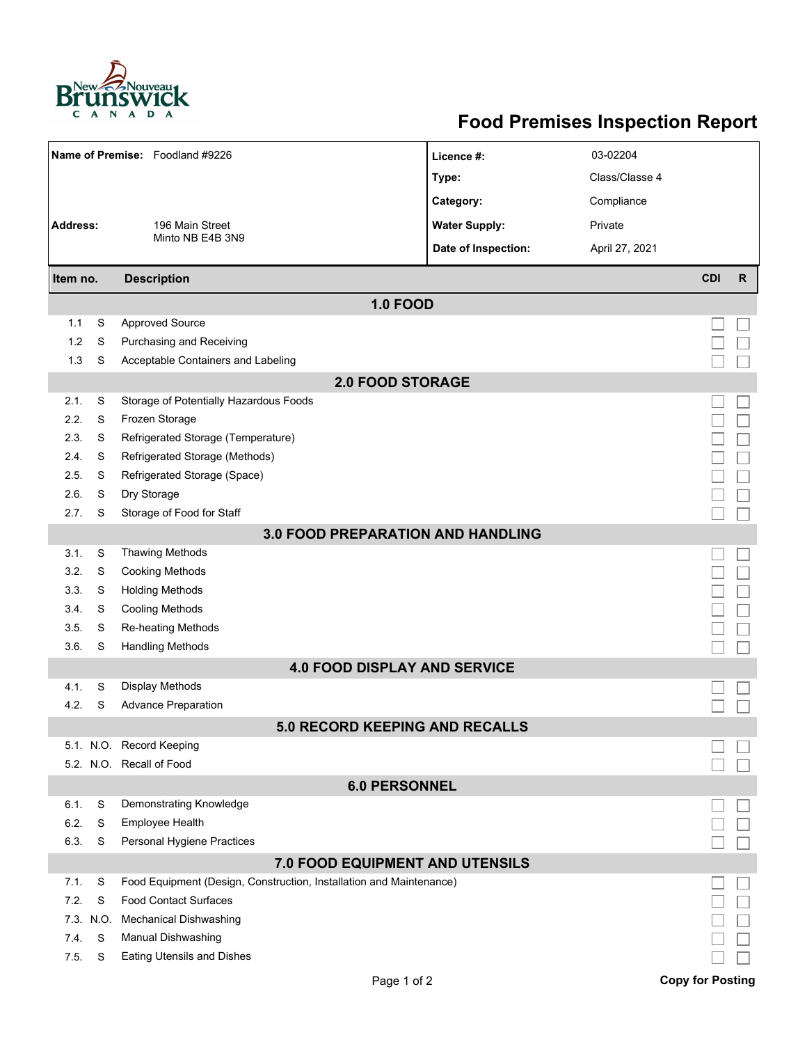# Food Premises Inspection Report

| | | | |
|---|---|---|---|
| **Name of Premise:** | Foodland #9226 | **Licence #:** | 03-02204 |
| | | **Type:** | Class/Classe 4 |
| | | **Category:** | Compliance |
| **Address:** | 196 Main Street<br>Minto NB E4B 3N9 | **Water Supply:** | Private |
| | | **Date of Inspection:** | April 27, 2021 |

| Item no. | | Description | CDI | R |
|---|---|---|---|---|
| | | **1.0 FOOD** | | |
| 1.1 | S | Approved Source | ☐ | ☐ |
| 1.2 | S | Purchasing and Receiving | ☐ | ☐ |
| 1.3 | S | Acceptable Containers and Labeling | ☐ | ☐ |
| | | **2.0 FOOD STORAGE** | | |
| 2.1. | S | Storage of Potentially Hazardous Foods | ☐ | ☐ |
| 2.2. | S | Frozen Storage | ☐ | ☐ |
| 2.3. | S | Refrigerated Storage (Temperature) | ☐ | ☐ |
| 2.4. | S | Refrigerated Storage (Methods) | ☐ | ☐ |
| 2.5. | S | Refrigerated Storage (Space) | ☐ | ☐ |
| 2.6. | S | Dry Storage | ☐ | ☐ |
| 2.7. | S | Storage of Food for Staff | ☐ | ☐ |
| | | **3.0 FOOD PREPARATION AND HANDLING** | | |
| 3.1. | S | Thawing Methods | ☐ | ☐ |
| 3.2. | S | Cooking Methods | ☐ | ☐ |
| 3.3. | S | Holding Methods | ☐ | ☐ |
| 3.4. | S | Cooling Methods | ☐ | ☐ |
| 3.5. | S | Re-heating Methods | ☐ | ☐ |
| 3.6. | S | Handling Methods | ☐ | ☐ |
| | | **4.0 FOOD DISPLAY AND SERVICE** | | |
| 4.1. | S | Display Methods | ☐ | ☐ |
| 4.2. | S | Advance Preparation | ☐ | ☐ |
| | | **5.0 RECORD KEEPING AND RECALLS** | | |
| 5.1. | N.O. | Record Keeping | ☐ | ☐ |
| 5.2. | N.O. | Recall of Food | ☐ | ☐ |
| | | **6.0 PERSONNEL** | | |
| 6.1. | S | Demonstrating Knowledge | ☐ | ☐ |
| 6.2. | S | Employee Health | ☐ | ☐ |
| 6.3. | S | Personal Hygiene Practices | ☐ | ☐ |
| | | **7.0 FOOD EQUIPMENT AND UTENSILS** | | |
| 7.1. | S | Food Equipment (Design, Construction, Installation and Maintenance) | ☐ | ☐ |
| 7.2. | S | Food Contact Surfaces | ☐ | ☐ |
| 7.3. | N.O. | Mechanical Dishwashing | ☐ | ☐ |
| 7.4. | S | Manual Dishwashing | ☐ | ☐ |
| 7.5. | S | Eating Utensils and Dishes | ☐ | ☐ |

**Copy for Posting**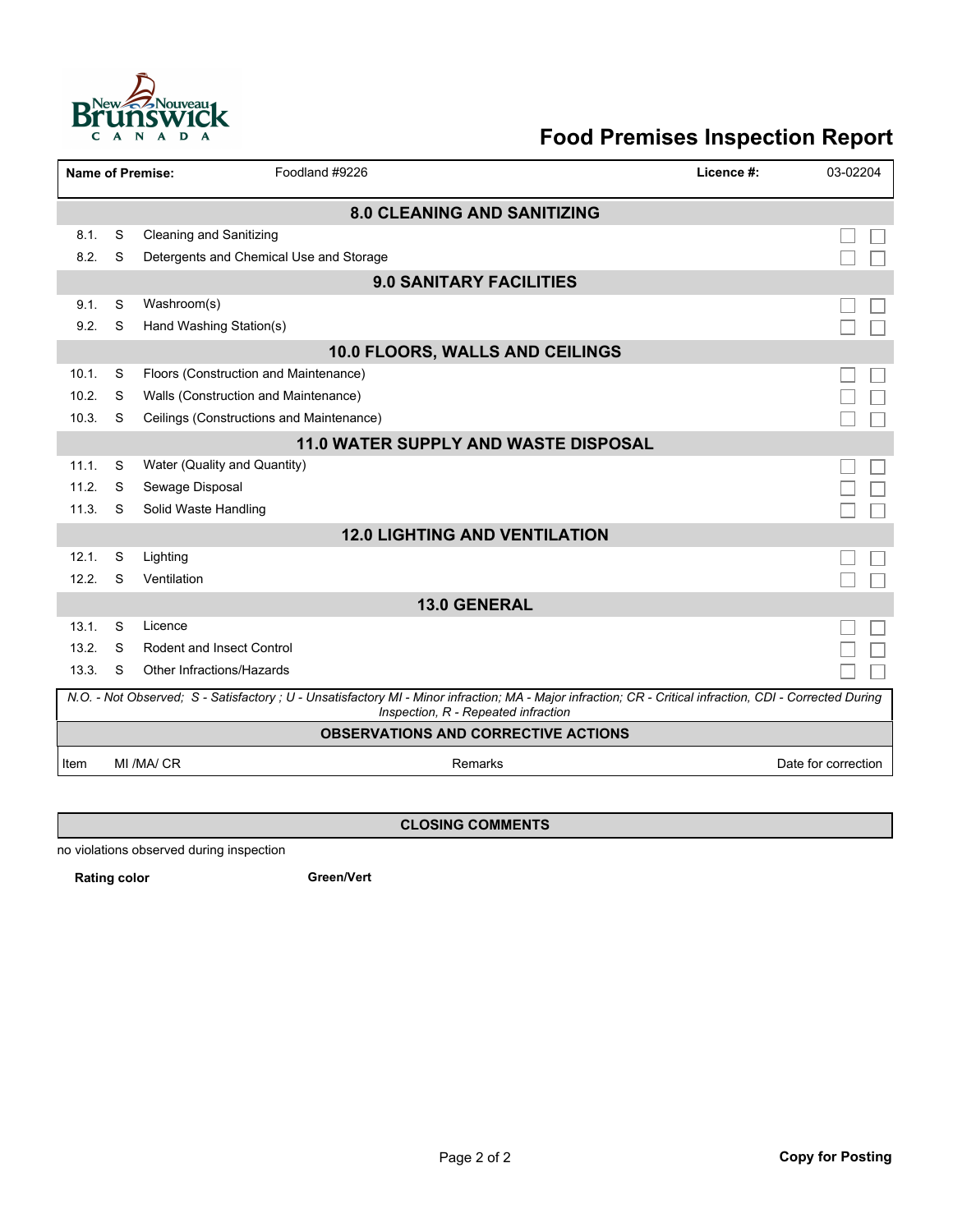# Food Premises Inspection Report

| **Name of Premise:** | Foodland #9226 | **Licence #:** | 03-02204 |
|---|---|---|---|

## 8.0 CLEANING AND SANITIZING

| | | | | |
|---|---|---|---|---|
| 8.1. | S | Cleaning and Sanitizing | ☐ | ☐ |
| 8.2. | S | Detergents and Chemical Use and Storage | ☐ | ☐ |

## 9.0 SANITARY FACILITIES

| | | | | |
|---|---|---|---|---|
| 9.1. | S | Washroom(s) | ☐ | ☐ |
| 9.2. | S | Hand Washing Station(s) | ☐ | ☐ |

## 10.0 FLOORS, WALLS AND CEILINGS

| | | | | |
|---|---|---|---|---|
| 10.1. | S | Floors (Construction and Maintenance) | ☐ | ☐ |
| 10.2. | S | Walls (Construction and Maintenance) | ☐ | ☐ |
| 10.3. | S | Ceilings (Constructions and Maintenance) | ☐ | ☐ |

## 11.0 WATER SUPPLY AND WASTE DISPOSAL

| | | | | |
|---|---|---|---|---|
| 11.1. | S | Water (Quality and Quantity) | ☐ | ☐ |
| 11.2. | S | Sewage Disposal | ☐ | ☐ |
| 11.3. | S | Solid Waste Handling | ☐ | ☐ |

## 12.0 LIGHTING AND VENTILATION

| | | | | |
|---|---|---|---|---|
| 12.1. | S | Lighting | ☐ | ☐ |
| 12.2. | S | Ventilation | ☐ | ☐ |

## 13.0 GENERAL

| | | | | |
|---|---|---|---|---|
| 13.1. | S | Licence | ☐ | ☐ |
| 13.2. | S | Rodent and Insect Control | ☐ | ☐ |
| 13.3. | S | Other Infractions/Hazards | ☐ | ☐ |

*N.O. - Not Observed; S - Satisfactory ; U - Unsatisfactory MI - Minor infraction; MA - Major infraction; CR - Critical infraction, CDI - Corrected During Inspection, R - Repeated infraction*

## OBSERVATIONS AND CORRECTIVE ACTIONS

| Item | MI /MA/ CR | Remarks | Date for correction |
|---|---|---|---|

## CLOSING COMMENTS

no violations observed during inspection

**Rating color** **Green/Vert**

**Copy for Posting**